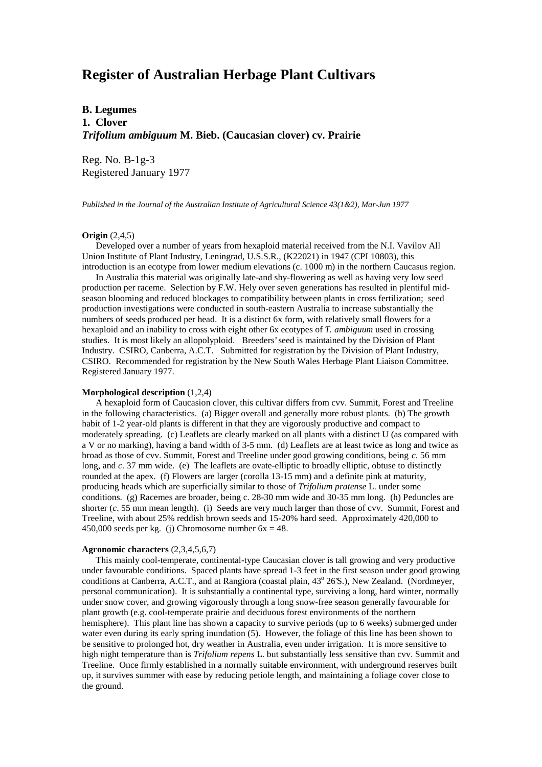# Register of Australian Herbage Plant Cultivars

**B. Legumes**
**1. Clover**
***Trifolium ambiguum* M. Bieb. (Caucasian clover) cv. Prairie**

Reg. No. B-1g-3
Registered January 1977

*Published in the Journal of the Australian Institute of Agricultural Science 43(1&2), Mar-Jun 1977*

**Origin** (2,4,5)

Developed over a number of years from hexaploid material received from the N.I. Vavilov All Union Institute of Plant Industry, Leningrad, U.S.S.R., (K22021) in 1947 (CPI 10803), this introduction is an ecotype from lower medium elevations (c. 1000 m) in the northern Caucasus region.

In Australia this material was originally late-and shy-flowering as well as having very low seed production per raceme. Selection by F.W. Hely over seven generations has resulted in plentiful mid-season blooming and reduced blockages to compatibility between plants in cross fertilization; seed production investigations were conducted in south-eastern Australia to increase substantially the numbers of seeds produced per head. It is a distinct 6x form, with relatively small flowers for a hexaploid and an inability to cross with eight other 6x ecotypes of *T. ambiguum* used in crossing studies. It is most likely an allopolyploid. Breeders' seed is maintained by the Division of Plant Industry. CSIRO, Canberra, A.C.T. Submitted for registration by the Division of Plant Industry, CSIRO. Recommended for registration by the New South Wales Herbage Plant Liaison Committee. Registered January 1977.

**Morphological description** (1,2,4)

A hexaploid form of Caucasion clover, this cultivar differs from cvv. Summit, Forest and Treeline in the following characteristics. (a) Bigger overall and generally more robust plants. (b) The growth habit of 1-2 year-old plants is different in that they are vigorously productive and compact to moderately spreading. (c) Leaflets are clearly marked on all plants with a distinct U (as compared with a V or no marking), having a band width of 3-5 mm. (d) Leaflets are at least twice as long and twice as broad as those of cvv. Summit, Forest and Treeline under good growing conditions, being *c*. 56 mm long, and *c*. 37 mm wide. (e) The leaflets are ovate-elliptic to broadly elliptic, obtuse to distinctly rounded at the apex. (f) Flowers are larger (corolla 13-15 mm) and a definite pink at maturity, producing heads which are superficially similar to those of *Trifolium pratense* L. under some conditions. (g) Racemes are broader, being c. 28-30 mm wide and 30-35 mm long. (h) Peduncles are shorter (*c*. 55 mm mean length). (i) Seeds are very much larger than those of cvv. Summit, Forest and Treeline, with about 25% reddish brown seeds and 15-20% hard seed. Approximately 420,000 to 450,000 seeds per kg. (j) Chromosome number $6x = 48$.

**Agronomic characters** (2,3,4,5,6,7)

This mainly cool-temperate, continental-type Caucasian clover is tall growing and very productive under favourable conditions. Spaced plants have spread 1-3 feet in the first season under good growing conditions at Canberra, A.C.T., and at Rangiora (coastal plain, 43$^{o}$ 26'S.), New Zealand. (Nordmeyer, personal communication). It is substantially a continental type, surviving a long, hard winter, normally under snow cover, and growing vigorously through a long snow-free season generally favourable for plant growth (e.g. cool-temperate prairie and deciduous forest environments of the northern hemisphere). This plant line has shown a capacity to survive periods (up to 6 weeks) submerged under water even during its early spring inundation (5). However, the foliage of this line has been shown to be sensitive to prolonged hot, dry weather in Australia, even under irrigation. It is more sensitive to high night temperature than is *Trifolium repens* L. but substantially less sensitive than cvv. Summit and Treeline. Once firmly established in a normally suitable environment, with underground reserves built up, it survives summer with ease by reducing petiole length, and maintaining a foliage cover close to the ground.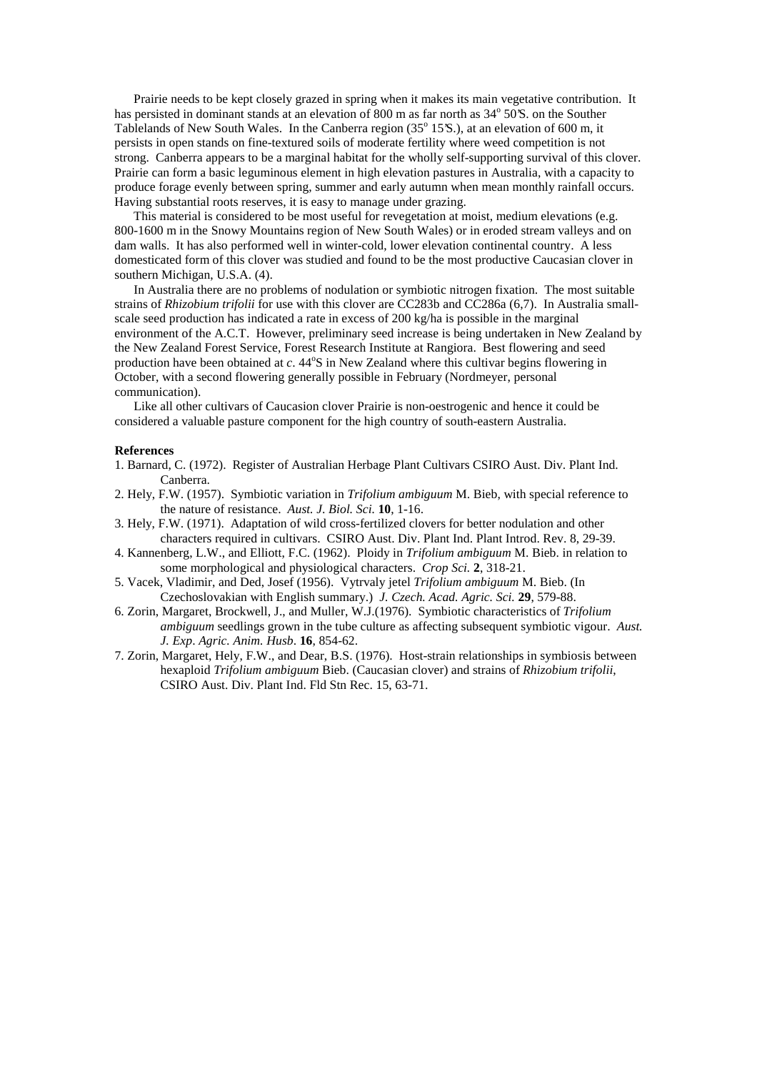Prairie needs to be kept closely grazed in spring when it makes its main vegetative contribution. It has persisted in dominant stands at an elevation of 800 m as far north as 34$^{o}$ 50'S. on the Souther Tablelands of New South Wales. In the Canberra region (35$^{o}$ 15'S.), at an elevation of 600 m, it persists in open stands on fine-textured soils of moderate fertility where weed competition is not strong. Canberra appears to be a marginal habitat for the wholly self-supporting survival of this clover. Prairie can form a basic leguminous element in high elevation pastures in Australia, with a capacity to produce forage evenly between spring, summer and early autumn when mean monthly rainfall occurs. Having substantial roots reserves, it is easy to manage under grazing.

This material is considered to be most useful for revegetation at moist, medium elevations (e.g. 800-1600 m in the Snowy Mountains region of New South Wales) or in eroded stream valleys and on dam walls. It has also performed well in winter-cold, lower elevation continental country. A less domesticated form of this clover was studied and found to be the most productive Caucasian clover in southern Michigan, U.S.A. (4).

In Australia there are no problems of nodulation or symbiotic nitrogen fixation. The most suitable strains of *Rhizobium trifolii* for use with this clover are CC283b and CC286a (6,7). In Australia small-scale seed production has indicated a rate in excess of 200 kg/ha is possible in the marginal environment of the A.C.T. However, preliminary seed increase is being undertaken in New Zealand by the New Zealand Forest Service, Forest Research Institute at Rangiora. Best flowering and seed production have been obtained at *c*. 44$^{o}$S in New Zealand where this cultivar begins flowering in October, with a second flowering generally possible in February (Nordmeyer, personal communication).

Like all other cultivars of Caucasion clover Prairie is non-oestrogenic and hence it could be considered a valuable pasture component for the high country of south-eastern Australia.

**References**

1. Barnard, C. (1972). Register of Australian Herbage Plant Cultivars CSIRO Aust. Div. Plant Ind. Canberra.
2. Hely, F.W. (1957). Symbiotic variation in *Trifolium ambiguum* M. Bieb, with special reference to the nature of resistance. *Aust. J. Biol. Sci.* **10**, 1-16.
3. Hely, F.W. (1971). Adaptation of wild cross-fertilized clovers for better nodulation and other characters required in cultivars. CSIRO Aust. Div. Plant Ind. Plant Introd. Rev. 8, 29-39.
4. Kannenberg, L.W., and Elliott, F.C. (1962). Ploidy in *Trifolium ambiguum* M. Bieb. in relation to some morphological and physiological characters. *Crop Sci.* **2**, 318-21.
5. Vacek, Vladimir, and Ded, Josef (1956). Vytrvaly jetel *Trifolium ambiguum* M. Bieb. (In Czechoslovakian with English summary.) *J. Czech. Acad. Agric. Sci.* **29**, 579-88.
6. Zorin, Margaret, Brockwell, J., and Muller, W.J.(1976). Symbiotic characteristics of *Trifolium ambiguum* seedlings grown in the tube culture as affecting subsequent symbiotic vigour. *Aust. J. Exp. Agric. Anim. Husb*. **16**, 854-62.
7. Zorin, Margaret, Hely, F.W., and Dear, B.S. (1976). Host-strain relationships in symbiosis between hexaploid *Trifolium ambiguum* Bieb. (Caucasian clover) and strains of *Rhizobium trifolii*, CSIRO Aust. Div. Plant Ind. Fld Stn Rec. 15, 63-71.